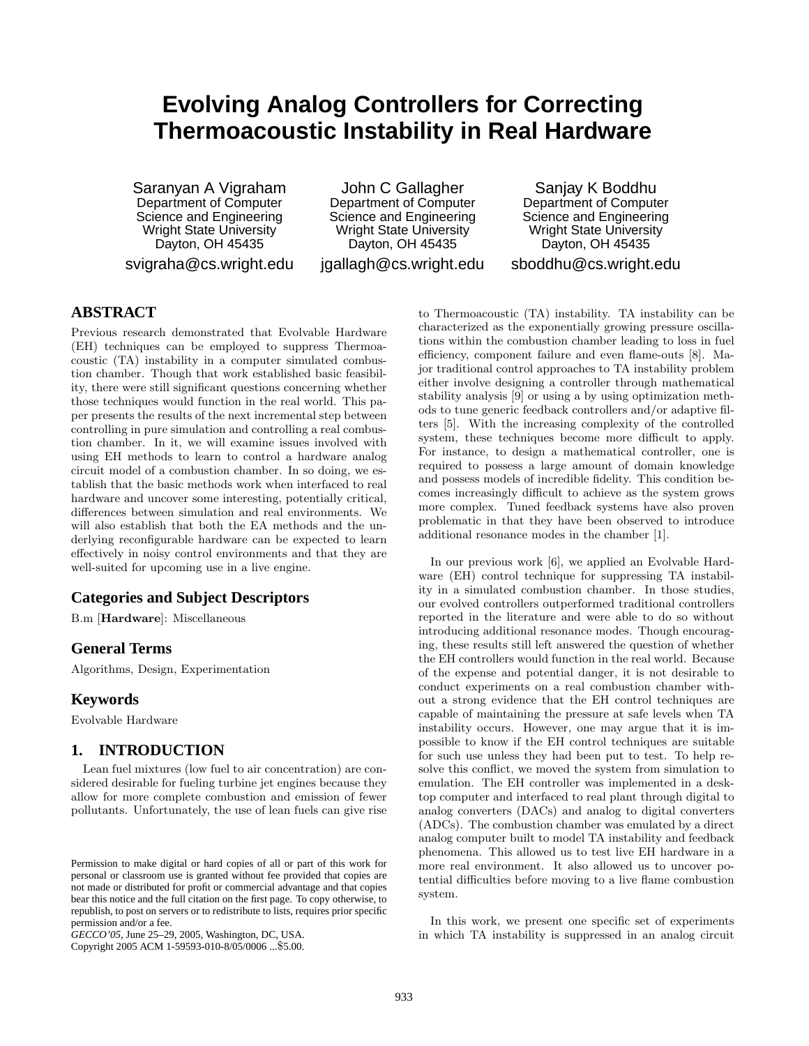# Evolving Analog Controllers for Correcting Thermoacoustic Instability in Real Hardware

Saranyan A Vigraham
Department of Computer Science and Engineering
Wright State University
Dayton, OH 45435
svigraha@cs.wright.edu

John C Gallagher
Department of Computer Science and Engineering
Wright State University
Dayton, OH 45435
jgallagh@cs.wright.edu

Sanjay K Boddhu
Department of Computer Science and Engineering
Wright State University
Dayton, OH 45435
sboddhu@cs.wright.edu

## ABSTRACT

Previous research demonstrated that Evolvable Hardware (EH) techniques can be employed to suppress Thermoacoustic (TA) instability in a computer simulated combustion chamber. Though that work established basic feasibility, there were still significant questions concerning whether those techniques would function in the real world. This paper presents the results of the next incremental step between controlling in pure simulation and controlling a real combustion chamber. In it, we will examine issues involved with using EH methods to learn to control a hardware analog circuit model of a combustion chamber. In so doing, we establish that the basic methods work when interfaced to real hardware and uncover some interesting, potentially critical, differences between simulation and real environments. We will also establish that both the EA methods and the underlying reconfigurable hardware can be expected to learn effectively in noisy control environments and that they are well-suited for upcoming use in a live engine.

### Categories and Subject Descriptors

B.m [**Hardware**]: Miscellaneous

### General Terms

Algorithms, Design, Experimentation

### Keywords

Evolvable Hardware

## 1. INTRODUCTION

Lean fuel mixtures (low fuel to air concentration) are considered desirable for fueling turbine jet engines because they allow for more complete combustion and emission of fewer pollutants. Unfortunately, the use of lean fuels can give rise to Thermoacoustic (TA) instability. TA instability can be characterized as the exponentially growing pressure oscillations within the combustion chamber leading to loss in fuel efficiency, component failure and even flame-outs [8]. Major traditional control approaches to TA instability problem either involve designing a controller through mathematical stability analysis [9] or using a by using optimization methods to tune generic feedback controllers and/or adaptive filters [5]. With the increasing complexity of the controlled system, these techniques become more difficult to apply. For instance, to design a mathematical controller, one is required to possess a large amount of domain knowledge and possess models of incredible fidelity. This condition becomes increasingly difficult to achieve as the system grows more complex. Tuned feedback systems have also proven problematic in that they have been observed to introduce additional resonance modes in the chamber [1].

In our previous work [6], we applied an Evolvable Hardware (EH) control technique for suppressing TA instability in a simulated combustion chamber. In those studies, our evolved controllers outperformed traditional controllers reported in the literature and were able to do so without introducing additional resonance modes. Though encouraging, these results still left answered the question of whether the EH controllers would function in the real world. Because of the expense and potential danger, it is not desirable to conduct experiments on a real combustion chamber without a strong evidence that the EH control techniques are capable of maintaining the pressure at safe levels when TA instability occurs. However, one may argue that it is impossible to know if the EH control techniques are suitable for such use unless they had been put to test. To help resolve this conflict, we moved the system from simulation to emulation. The EH controller was implemented in a desktop computer and interfaced to real plant through digital to analog converters (DACs) and analog to digital converters (ADCs). The combustion chamber was emulated by a direct analog computer built to model TA instability and feedback phenomena. This allowed us to test live EH hardware in a more real environment. It also allowed us to uncover potential difficulties before moving to a live flame combustion system.

In this work, we present one specific set of experiments in which TA instability is suppressed in an analog circuit

Permission to make digital or hard copies of all or part of this work for personal or classroom use is granted without fee provided that copies are not made or distributed for profit or commercial advantage and that copies bear this notice and the full citation on the first page. To copy otherwise, to republish, to post on servers or to redistribute to lists, requires prior specific permission and/or a fee.
*GECCO'05*, June 25–29, 2005, Washington, DC, USA.
Copyright 2005 ACM 1-59593-010-8/05/0006 ...$5.00.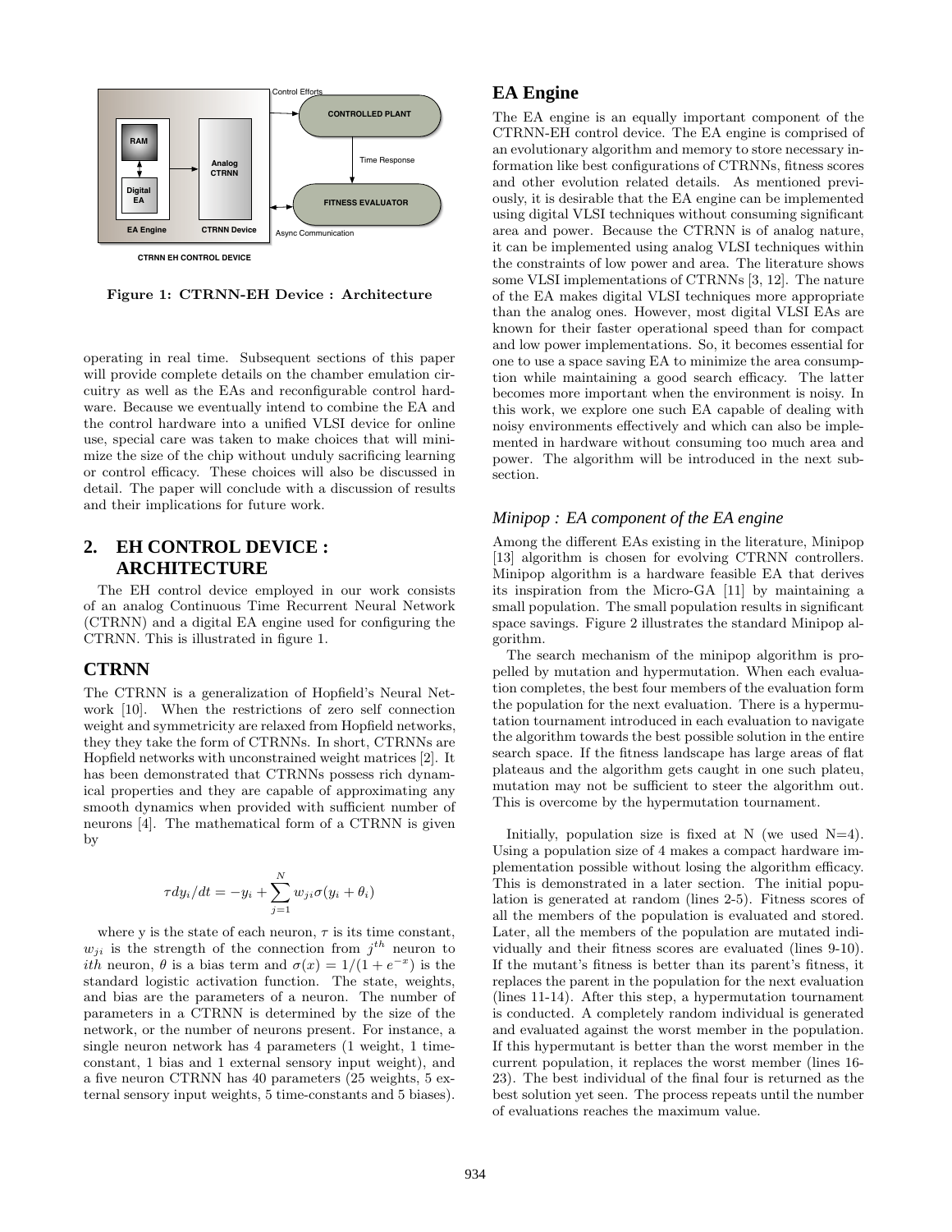Figure 1: CTRNN-EH Device : Architecture

operating in real time. Subsequent sections of this paper will provide complete details on the chamber emulation circuitry as well as the EAs and reconfigurable control hardware. Because we eventually intend to combine the EA and the control hardware into a unified VLSI device for online use, special care was taken to make choices that will minimize the size of the chip without unduly sacrificing learning or control efficacy. These choices will also be discussed in detail. The paper will conclude with a discussion of results and their implications for future work.

## 2. EH CONTROL DEVICE : ARCHITECTURE

The EH control device employed in our work consists of an analog Continuous Time Recurrent Neural Network (CTRNN) and a digital EA engine used for configuring the CTRNN. This is illustrated in figure 1.

### CTRNN

The CTRNN is a generalization of Hopfield's Neural Network [10]. When the restrictions of zero self connection weight and symmetricity are relaxed from Hopfield networks, they they take the form of CTRNNs. In short, CTRNNs are Hopfield networks with unconstrained weight matrices [2]. It has been demonstrated that CTRNNs possess rich dynamical properties and they are capable of approximating any smooth dynamics when provided with sufficient number of neurons [4]. The mathematical form of a CTRNN is given by

$$\tau dy_i/dt = -y_i + \sum_{j=1}^{N} w_{ji}\sigma(y_i + \theta_i)$$

where y is the state of each neuron, $\tau$ is its time constant, $w_{ji}$ is the strength of the connection from $j^{th}$ neuron to $ith$ neuron, $\theta$ is a bias term and $\sigma(x) = 1/(1 + e^{-x})$ is the standard logistic activation function. The state, weights, and bias are the parameters of a neuron. The number of parameters in a CTRNN is determined by the size of the network, or the number of neurons present. For instance, a single neuron network has 4 parameters (1 weight, 1 time-constant, 1 bias and 1 external sensory input weight), and a five neuron CTRNN has 40 parameters (25 weights, 5 external sensory input weights, 5 time-constants and 5 biases).

### EA Engine

The EA engine is an equally important component of the CTRNN-EH control device. The EA engine is comprised of an evolutionary algorithm and memory to store necessary information like best configurations of CTRNNs, fitness scores and other evolution related details. As mentioned previously, it is desirable that the EA engine can be implemented using digital VLSI techniques without consuming significant area and power. Because the CTRNN is of analog nature, it can be implemented using analog VLSI techniques within the constraints of low power and area. The literature shows some VLSI implementations of CTRNNs [3, 12]. The nature of the EA makes digital VLSI techniques more appropriate than the analog ones. However, most digital VLSI EAs are known for their faster operational speed than for compact and low power implementations. So, it becomes essential for one to use a space saving EA to minimize the area consumption while maintaining a good search efficacy. The latter becomes more important when the environment is noisy. In this work, we explore one such EA capable of dealing with noisy environments effectively and which can also be implemented in hardware without consuming too much area and power. The algorithm will be introduced in the next subsection.

#### *Minipop : EA component of the EA engine*

Among the different EAs existing in the literature, Minipop [13] algorithm is chosen for evolving CTRNN controllers. Minipop algorithm is a hardware feasible EA that derives its inspiration from the Micro-GA [11] by maintaining a small population. The small population results in significant space savings. Figure 2 illustrates the standard Minipop algorithm.

The search mechanism of the minipop algorithm is propelled by mutation and hypermutation. When each evaluation completes, the best four members of the evaluation form the population for the next evaluation. There is a hypermutation tournament introduced in each evaluation to navigate the algorithm towards the best possible solution in the entire search space. If the fitness landscape has large areas of flat plateaus and the algorithm gets caught in one such plateu, mutation may not be sufficient to steer the algorithm out. This is overcome by the hypermutation tournament.

Initially, population size is fixed at N (we used N=4). Using a population size of 4 makes a compact hardware implementation possible without losing the algorithm efficacy. This is demonstrated in a later section. The initial population is generated at random (lines 2-5). Fitness scores of all the members of the population is evaluated and stored. Later, all the members of the population are mutated individually and their fitness scores are evaluated (lines 9-10). If the mutant's fitness is better than its parent's fitness, it replaces the parent in the population for the next evaluation (lines 11-14). After this step, a hypermutation tournament is conducted. A completely random individual is generated and evaluated against the worst member in the population. If this hypermutant is better than the worst member in the current population, it replaces the worst member (lines 16-23). The best individual of the final four is returned as the best solution yet seen. The process repeats until the number of evaluations reaches the maximum value.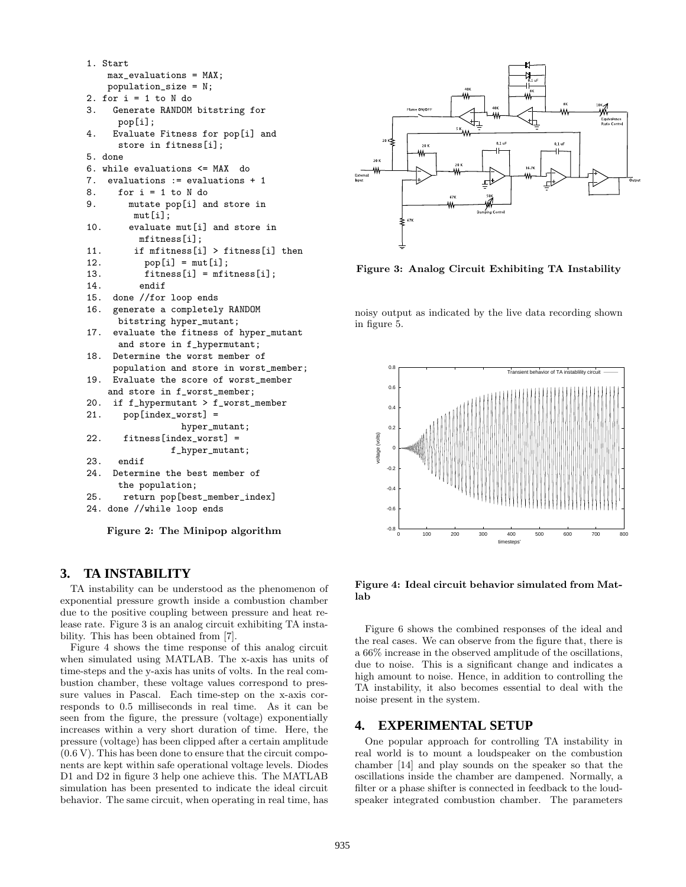```
1. Start
    max_evaluations = MAX;
    population_size = N;
2. for i = 1 to N do
3.   Generate RANDOM bitstring for
       pop[i];
4.   Evaluate Fitness for pop[i] and
       store in fitness[i];
5. done
6. while evaluations <= MAX  do
7.  evaluations := evaluations + 1
8.    for i = 1 to N do
9.      mutate pop[i] and store in
         mut[i];
10.     evaluate mut[i] and store in
          mfitness[i];
11.      if mfitness[i] > fitness[i] then
12.        pop[i] = mut[i];
13.        fitness[i] = mfitness[i];
14.       endif
15.  done //for loop ends
16.  generate a completely RANDOM
       bitstring hyper_mutant;
17.  evaluate the fitness of hyper_mutant
       and store in f_hypermutant;
18.  Determine the worst member of
      population and store in worst_member;
19.  Evaluate the score of worst_member
    and store in f_worst_member;
20.  if f_hypermutant > f_worst_member
21.    pop[index_worst] =
                 hyper_mutant;
22.    fitness[index_worst] =
               f_hyper_mutant;
23.   endif
24.  Determine the best member of
       the population;
25.    return pop[best_member_index]
24. done //while loop ends
```

**Figure 2: The Minipop algorithm**

## 3. TA INSTABILITY

TA instability can be understood as the phenomenon of exponential pressure growth inside a combustion chamber due to the positive coupling between pressure and heat release rate. Figure 3 is an analog circuit exhibiting TA instability. This has been obtained from [7].

Figure 4 shows the time response of this analog circuit when simulated using MATLAB. The x-axis has units of time-steps and the y-axis has units of volts. In the real combustion chamber, these voltage values correspond to pressure values in Pascal. Each time-step on the x-axis corresponds to 0.5 milliseconds in real time. As it can be seen from the figure, the pressure (voltage) exponentially increases within a very short duration of time. Here, the pressure (voltage) has been clipped after a certain amplitude (0.6 V). This has been done to ensure that the circuit components are kept within safe operational voltage levels. Diodes D1 and D2 in figure 3 help one achieve this. The MATLAB simulation has been presented to indicate the ideal circuit behavior. The same circuit, when operating in real time, has noisy output as indicated by the live data recording shown in figure 5.

**Figure 3: Analog Circuit Exhibiting TA Instability**

**Figure 4: Ideal circuit behavior simulated from Matlab**

Figure 6 shows the combined responses of the ideal and the real cases. We can observe from the figure that, there is a 66% increase in the observed amplitude of the oscillations, due to noise. This is a significant change and indicates a high amount to noise. Hence, in addition to controlling the TA instability, it also becomes essential to deal with the noise present in the system.

## 4. EXPERIMENTAL SETUP

One popular approach for controlling TA instability in real world is to mount a loudspeaker on the combustion chamber [14] and play sounds on the speaker so that the oscillations inside the chamber are dampened. Normally, a filter or a phase shifter is connected in feedback to the loudspeaker integrated combustion chamber. The parameters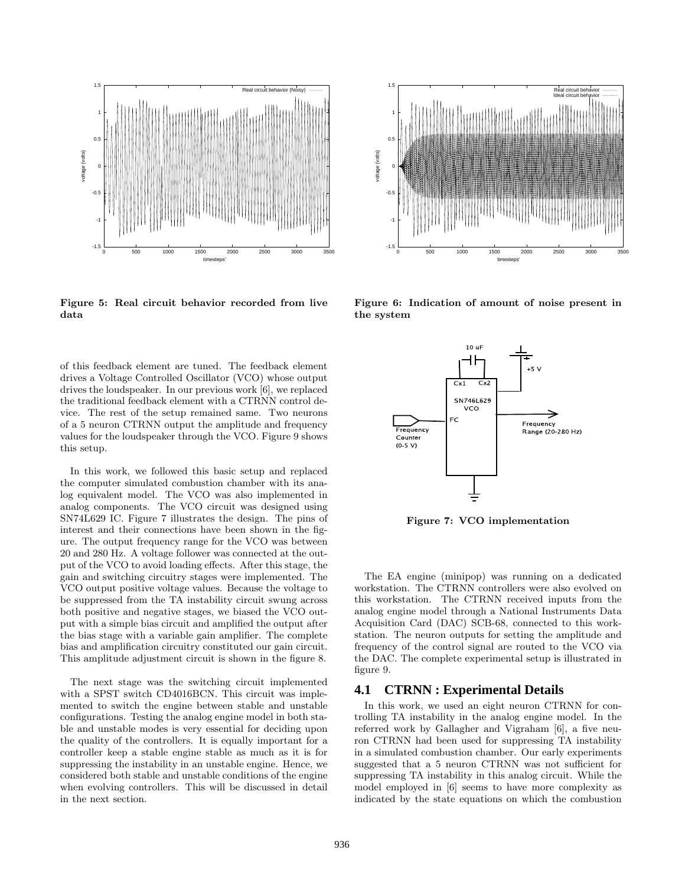Figure 5: Real circuit behavior recorded from live data

Figure 6: Indication of amount of noise present in the system

of this feedback element are tuned. The feedback element drives a Voltage Controlled Oscillator (VCO) whose output drives the loudspeaker. In our previous work [6], we replaced the traditional feedback element with a CTRNN control device. The rest of the setup remained same. Two neurons of a 5 neuron CTRNN output the amplitude and frequency values for the loudspeaker through the VCO. Figure 9 shows this setup.

In this work, we followed this basic setup and replaced the computer simulated combustion chamber with its analog equivalent model. The VCO was also implemented in analog components. The VCO circuit was designed using SN74L629 IC. Figure 7 illustrates the design. The pins of interest and their connections have been shown in the figure. The output frequency range for the VCO was between 20 and 280 Hz. A voltage follower was connected at the output of the VCO to avoid loading effects. After this stage, the gain and switching circuitry stages were implemented. The VCO output positive voltage values. Because the voltage to be suppressed from the TA instability circuit swung across both positive and negative stages, we biased the VCO output with a simple bias circuit and amplified the output after the bias stage with a variable gain amplifier. The complete bias and amplification circuitry constituted our gain circuit. This amplitude adjustment circuit is shown in the figure 8.

The next stage was the switching circuit implemented with a SPST switch CD4016BCN. This circuit was implemented to switch the engine between stable and unstable configurations. Testing the analog engine model in both stable and unstable modes is very essential for deciding upon the quality of the controllers. It is equally important for a controller keep a stable engine stable as much as it is for suppressing the instability in an unstable engine. Hence, we considered both stable and unstable conditions of the engine when evolving controllers. This will be discussed in detail in the next section.

Figure 7: VCO implementation

The EA engine (minipop) was running on a dedicated workstation. The CTRNN controllers were also evolved on this workstation. The CTRNN received inputs from the analog engine model through a National Instruments Data Acquisition Card (DAC) SCB-68, connected to this workstation. The neuron outputs for setting the amplitude and frequency of the control signal are routed to the VCO via the DAC. The complete experimental setup is illustrated in figure 9.

## 4.1 CTRNN : Experimental Details

In this work, we used an eight neuron CTRNN for controlling TA instability in the analog engine model. In the referred work by Gallagher and Vigraham [6], a five neuron CTRNN had been used for suppressing TA instability in a simulated combustion chamber. Our early experiments suggested that a 5 neuron CTRNN was not sufficient for suppressing TA instability in this analog circuit. While the model employed in [6] seems to have more complexity as indicated by the state equations on which the combustion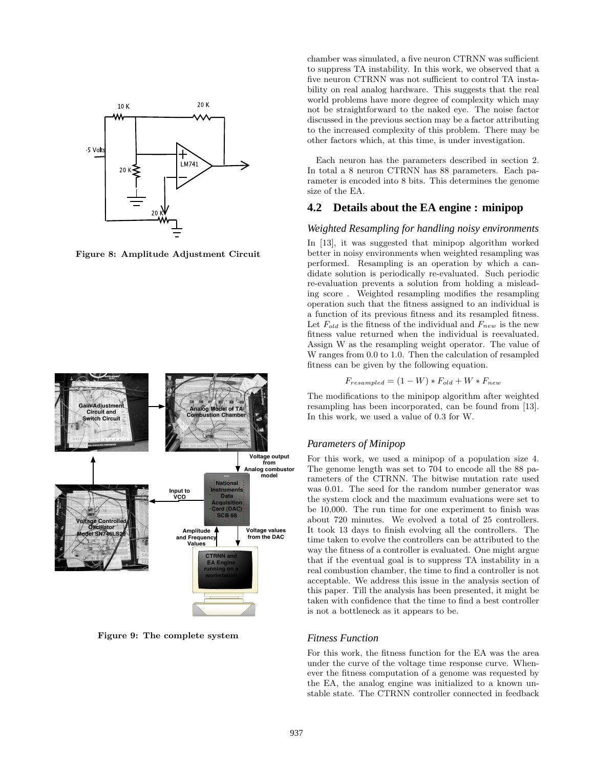Figure 8: Amplitude Adjustment Circuit

Figure 9: The complete system

chamber was simulated, a five neuron CTRNN was sufficient to suppress TA instability. In this work, we observed that a five neuron CTRNN was not sufficient to control TA instability on real analog hardware. This suggests that the real world problems have more degree of complexity which may not be straightforward to the naked eye. The noise factor discussed in the previous section may be a factor attributing to the increased complexity of this problem. There may be other factors which, at this time, is under investigation.

Each neuron has the parameters described in section 2. In total a 8 neuron CTRNN has 88 parameters. Each parameter is encoded into 8 bits. This determines the genome size of the EA.

## 4.2 Details about the EA engine : minipop

### *Weighted Resampling for handling noisy environments*

In [13], it was suggested that minipop algorithm worked better in noisy environments when weighted resampling was performed. Resampling is an operation by which a candidate solution is periodically re-evaluated. Such periodic re-evaluation prevents a solution from holding a misleading score . Weighted resampling modifies the resampling operation such that the fitness assigned to an individual is a function of its previous fitness and its resampled fitness. Let $F_{old}$ is the fitness of the individual and $F_{new}$ is the new fitness value returned when the individual is reevaluated. Assign W as the resampling weight operator. The value of W ranges from 0.0 to 1.0. Then the calculation of resampled fitness can be given by the following equation.

$$F_{resampled} = (1 - W) * F_{old} + W * F_{new}$$

The modifications to the minipop algorithm after weighted resampling has been incorporated, can be found from [13]. In this work, we used a value of 0.3 for W.

### *Parameters of Minipop*

For this work, we used a minipop of a population size 4. The genome length was set to 704 to encode all the 88 parameters of the CTRNN. The bitwise mutation rate used was 0.01. The seed for the random number generator was the system clock and the maximum evaluations were set to be 10,000. The run time for one experiment to finish was about 720 minutes. We evolved a total of 25 controllers. It took 13 days to finish evolving all the controllers. The time taken to evolve the controllers can be attributed to the way the fitness of a controller is evaluated. One might argue that if the eventual goal is to suppress TA instability in a real combustion chamber, the time to find a controller is not acceptable. We address this issue in the analysis section of this paper. Till the analysis has been presented, it might be taken with confidence that the time to find a best controller is not a bottleneck as it appears to be.

### *Fitness Function*

For this work, the fitness function for the EA was the area under the curve of the voltage time response curve. Whenever the fitness computation of a genome was requested by the EA, the analog engine was initialized to a known unstable state. The CTRNN controller connected in feedback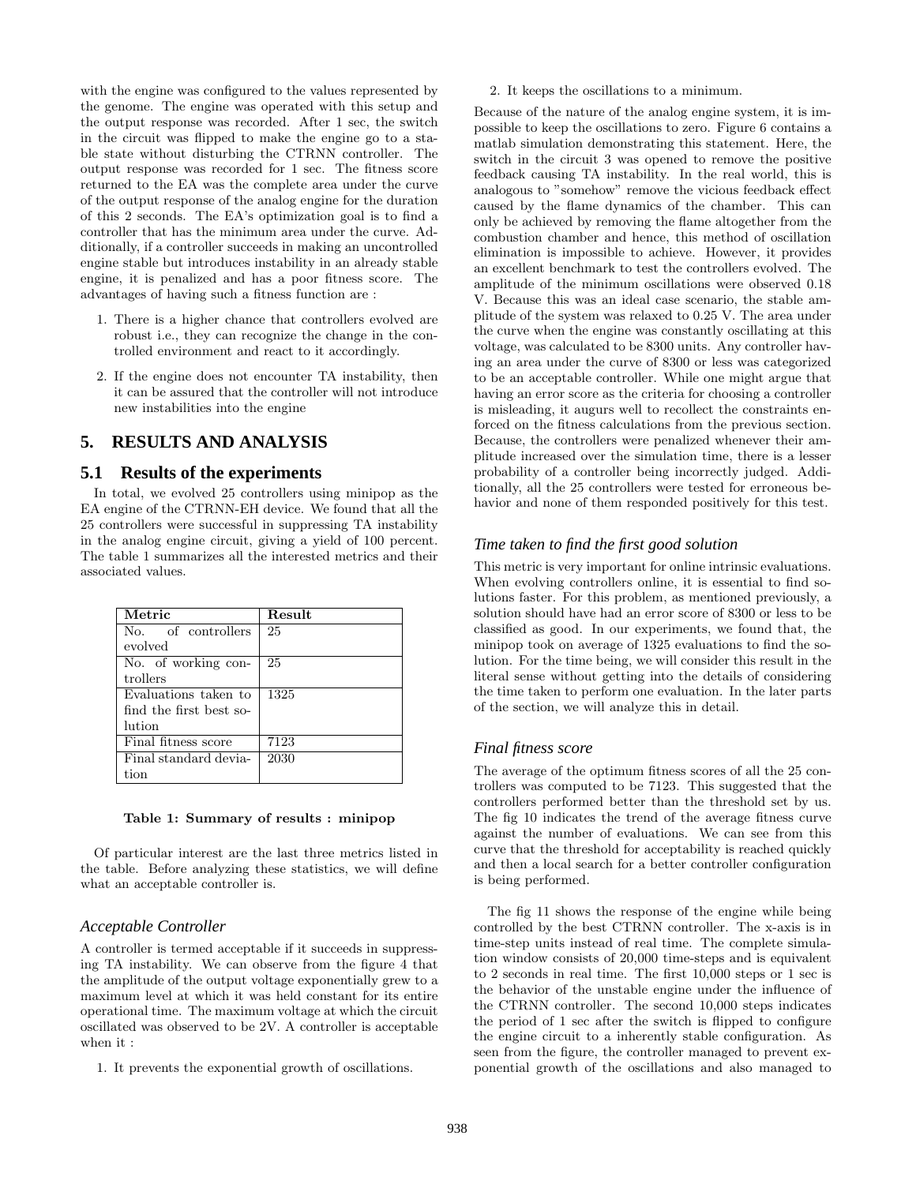with the engine was configured to the values represented by the genome. The engine was operated with this setup and the output response was recorded. After 1 sec, the switch in the circuit was flipped to make the engine go to a stable state without disturbing the CTRNN controller. The output response was recorded for 1 sec. The fitness score returned to the EA was the complete area under the curve of the output response of the analog engine for the duration of this 2 seconds. The EA's optimization goal is to find a controller that has the minimum area under the curve. Additionally, if a controller succeeds in making an uncontrolled engine stable but introduces instability in an already stable engine, it is penalized and has a poor fitness score. The advantages of having such a fitness function are :

1. There is a higher chance that controllers evolved are robust i.e., they can recognize the change in the controlled environment and react to it accordingly.
2. If the engine does not encounter TA instability, then it can be assured that the controller will not introduce new instabilities into the engine

## 5. RESULTS AND ANALYSIS

### 5.1 Results of the experiments

In total, we evolved 25 controllers using minipop as the EA engine of the CTRNN-EH device. We found that all the 25 controllers were successful in suppressing TA instability in the analog engine circuit, giving a yield of 100 percent. The table 1 summarizes all the interested metrics and their associated values.

| Metric | Result |
|---|---|
| No. of controllers evolved | 25 |
| No. of working controllers | 25 |
| Evaluations taken to find the first best solution | 1325 |
| Final fitness score | 7123 |
| Final standard deviation | 2030 |

**Table 1: Summary of results : minipop**

Of particular interest are the last three metrics listed in the table. Before analyzing these statistics, we will define what an acceptable controller is.

#### *Acceptable Controller*

A controller is termed acceptable if it succeeds in suppressing TA instability. We can observe from the figure 4 that the amplitude of the output voltage exponentially grew to a maximum level at which it was held constant for its entire operational time. The maximum voltage at which the circuit oscillated was observed to be 2V. A controller is acceptable when it :

1. It prevents the exponential growth of oscillations.
2. It keeps the oscillations to a minimum.

Because of the nature of the analog engine system, it is impossible to keep the oscillations to zero. Figure 6 contains a matlab simulation demonstrating this statement. Here, the switch in the circuit 3 was opened to remove the positive feedback causing TA instability. In the real world, this is analogous to "somehow" remove the vicious feedback effect caused by the flame dynamics of the chamber. This can only be achieved by removing the flame altogether from the combustion chamber and hence, this method of oscillation elimination is impossible to achieve. However, it provides an excellent benchmark to test the controllers evolved. The amplitude of the minimum oscillations were observed 0.18 V. Because this was an ideal case scenario, the stable amplitude of the system was relaxed to 0.25 V. The area under the curve when the engine was constantly oscillating at this voltage, was calculated to be 8300 units. Any controller having an area under the curve of 8300 or less was categorized to be an acceptable controller. While one might argue that having an error score as the criteria for choosing a controller is misleading, it augurs well to recollect the constraints enforced on the fitness calculations from the previous section. Because, the controllers were penalized whenever their amplitude increased over the simulation time, there is a lesser probability of a controller being incorrectly judged. Additionally, all the 25 controllers were tested for erroneous behavior and none of them responded positively for this test.

#### *Time taken to find the first good solution*

This metric is very important for online intrinsic evaluations. When evolving controllers online, it is essential to find solutions faster. For this problem, as mentioned previously, a solution should have had an error score of 8300 or less to be classified as good. In our experiments, we found that, the minipop took on average of 1325 evaluations to find the solution. For the time being, we will consider this result in the literal sense without getting into the details of considering the time taken to perform one evaluation. In the later parts of the section, we will analyze this in detail.

#### *Final fitness score*

The average of the optimum fitness scores of all the 25 controllers was computed to be 7123. This suggested that the controllers performed better than the threshold set by us. The fig 10 indicates the trend of the average fitness curve against the number of evaluations. We can see from this curve that the threshold for acceptability is reached quickly and then a local search for a better controller configuration is being performed.

The fig 11 shows the response of the engine while being controlled by the best CTRNN controller. The x-axis is in time-step units instead of real time. The complete simulation window consists of 20,000 time-steps and is equivalent to 2 seconds in real time. The first 10,000 steps or 1 sec is the behavior of the unstable engine under the influence of the CTRNN controller. The second 10,000 steps indicates the period of 1 sec after the switch is flipped to configure the engine circuit to a inherently stable configuration. As seen from the figure, the controller managed to prevent exponential growth of the oscillations and also managed to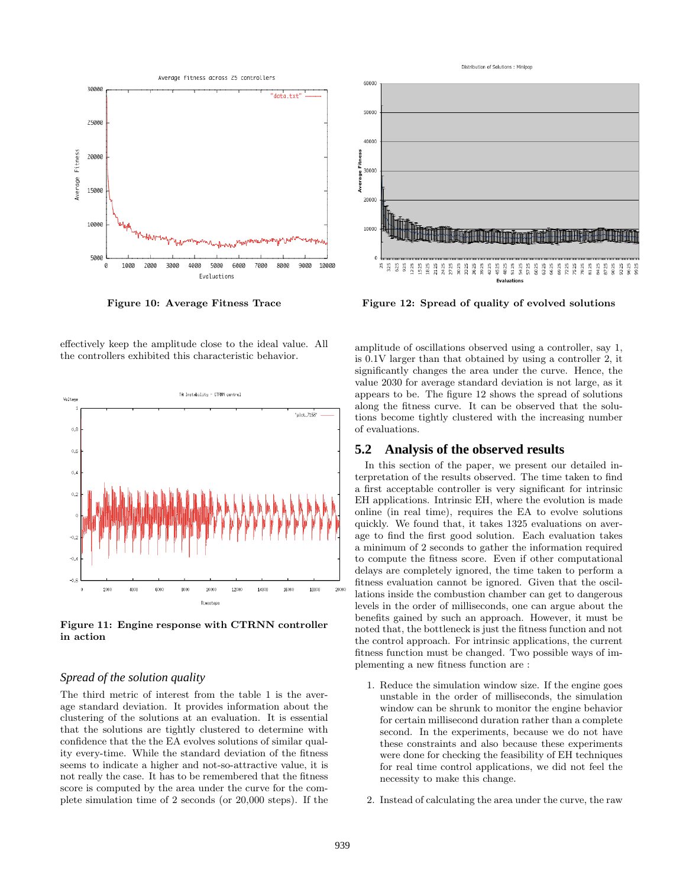Figure 10: Average Fitness Trace

Figure 12: Spread of quality of evolved solutions

effectively keep the amplitude close to the ideal value. All the controllers exhibited this characteristic behavior.

Figure 11: Engine response with CTRNN controller in action

### *Spread of the solution quality*

The third metric of interest from the table 1 is the average standard deviation. It provides information about the clustering of the solutions at an evaluation. It is essential that the solutions are tightly clustered to determine with confidence that the the EA evolves solutions of similar quality every-time. While the standard deviation of the fitness seems to indicate a higher and not-so-attractive value, it is not really the case. It has to be remembered that the fitness score is computed by the area under the curve for the complete simulation time of 2 seconds (or 20,000 steps). If the amplitude of oscillations observed using a controller, say 1, is 0.1V larger than that obtained by using a controller 2, it significantly changes the area under the curve. Hence, the value 2030 for average standard deviation is not large, as it appears to be. The figure 12 shows the spread of solutions along the fitness curve. It can be observed that the solutions become tightly clustered with the increasing number of evaluations.

## 5.2 Analysis of the observed results

In this section of the paper, we present our detailed interpretation of the results observed. The time taken to find a first acceptable controller is very significant for intrinsic EH applications. Intrinsic EH, where the evolution is made online (in real time), requires the EA to evolve solutions quickly. We found that, it takes 1325 evaluations on average to find the first good solution. Each evaluation takes a minimum of 2 seconds to gather the information required to compute the fitness score. Even if other computational delays are completely ignored, the time taken to perform a fitness evaluation cannot be ignored. Given that the oscillations inside the combustion chamber can get to dangerous levels in the order of milliseconds, one can argue about the benefits gained by such an approach. However, it must be noted that, the bottleneck is just the fitness function and not the control approach. For intrinsic applications, the current fitness function must be changed. Two possible ways of implementing a new fitness function are :

1. Reduce the simulation window size. If the engine goes unstable in the order of milliseconds, the simulation window can be shrunk to monitor the engine behavior for certain millisecond duration rather than a complete second. In the experiments, because we do not have these constraints and also because these experiments were done for checking the feasibility of EH techniques for real time control applications, we did not feel the necessity to make this change.

2. Instead of calculating the area under the curve, the raw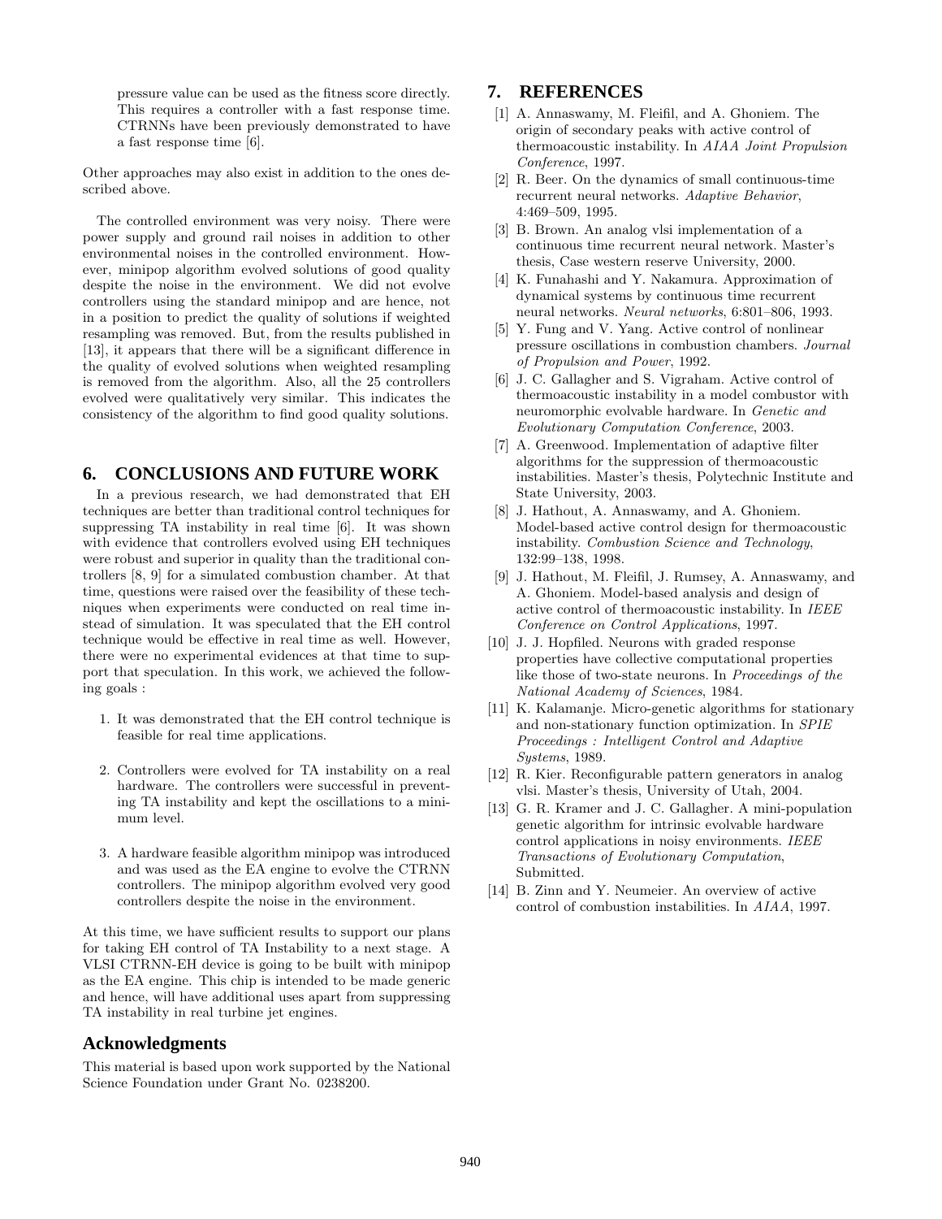pressure value can be used as the fitness score directly. This requires a controller with a fast response time. CTRNNs have been previously demonstrated to have a fast response time [6].

Other approaches may also exist in addition to the ones described above.

The controlled environment was very noisy. There were power supply and ground rail noises in addition to other environmental noises in the controlled environment. However, minipop algorithm evolved solutions of good quality despite the noise in the environment. We did not evolve controllers using the standard minipop and are hence, not in a position to predict the quality of solutions if weighted resampling was removed. But, from the results published in [13], it appears that there will be a significant difference in the quality of evolved solutions when weighted resampling is removed from the algorithm. Also, all the 25 controllers evolved were qualitatively very similar. This indicates the consistency of the algorithm to find good quality solutions.

## 6. CONCLUSIONS AND FUTURE WORK

In a previous research, we had demonstrated that EH techniques are better than traditional control techniques for suppressing TA instability in real time [6]. It was shown with evidence that controllers evolved using EH techniques were robust and superior in quality than the traditional controllers [8, 9] for a simulated combustion chamber. At that time, questions were raised over the feasibility of these techniques when experiments were conducted on real time instead of simulation. It was speculated that the EH control technique would be effective in real time as well. However, there were no experimental evidences at that time to support that speculation. In this work, we achieved the following goals :

1. It was demonstrated that the EH control technique is feasible for real time applications.

2. Controllers were evolved for TA instability on a real hardware. The controllers were successful in preventing TA instability and kept the oscillations to a minimum level.

3. A hardware feasible algorithm minipop was introduced and was used as the EA engine to evolve the CTRNN controllers. The minipop algorithm evolved very good controllers despite the noise in the environment.

At this time, we have sufficient results to support our plans for taking EH control of TA Instability to a next stage. A VLSI CTRNN-EH device is going to be built with minipop as the EA engine. This chip is intended to be made generic and hence, will have additional uses apart from suppressing TA instability in real turbine jet engines.

## Acknowledgments

This material is based upon work supported by the National Science Foundation under Grant No. 0238200.

## 7. REFERENCES

[1] A. Annaswamy, M. Fleifil, and A. Ghoniem. The origin of secondary peaks with active control of thermoacoustic instability. In *AIAA Joint Propulsion Conference*, 1997.

[2] R. Beer. On the dynamics of small continuous-time recurrent neural networks. *Adaptive Behavior*, 4:469–509, 1995.

[3] B. Brown. An analog vlsi implementation of a continuous time recurrent neural network. Master's thesis, Case western reserve University, 2000.

[4] K. Funahashi and Y. Nakamura. Approximation of dynamical systems by continuous time recurrent neural networks. *Neural networks*, 6:801–806, 1993.

[5] Y. Fung and V. Yang. Active control of nonlinear pressure oscillations in combustion chambers. *Journal of Propulsion and Power*, 1992.

[6] J. C. Gallagher and S. Vigraham. Active control of thermoacoustic instability in a model combustor with neuromorphic evolvable hardware. In *Genetic and Evolutionary Computation Conference*, 2003.

[7] A. Greenwood. Implementation of adaptive filter algorithms for the suppression of thermoacoustic instabilities. Master's thesis, Polytechnic Institute and State University, 2003.

[8] J. Hathout, A. Annaswamy, and A. Ghoniem. Model-based active control design for thermoacoustic instability. *Combustion Science and Technology*, 132:99–138, 1998.

[9] J. Hathout, M. Fleifil, J. Rumsey, A. Annaswamy, and A. Ghoniem. Model-based analysis and design of active control of thermoacoustic instability. In *IEEE Conference on Control Applications*, 1997.

[10] J. J. Hopfiled. Neurons with graded response properties have collective computational properties like those of two-state neurons. In *Proceedings of the National Academy of Sciences*, 1984.

[11] K. Kalamanje. Micro-genetic algorithms for stationary and non-stationary function optimization. In *SPIE Proceedings : Intelligent Control and Adaptive Systems*, 1989.

[12] R. Kier. Reconfigurable pattern generators in analog vlsi. Master's thesis, University of Utah, 2004.

[13] G. R. Kramer and J. C. Gallagher. A mini-population genetic algorithm for intrinsic evolvable hardware control applications in noisy environments. *IEEE Transactions of Evolutionary Computation*, Submitted.

[14] B. Zinn and Y. Neumeier. An overview of active control of combustion instabilities. In *AIAA*, 1997.